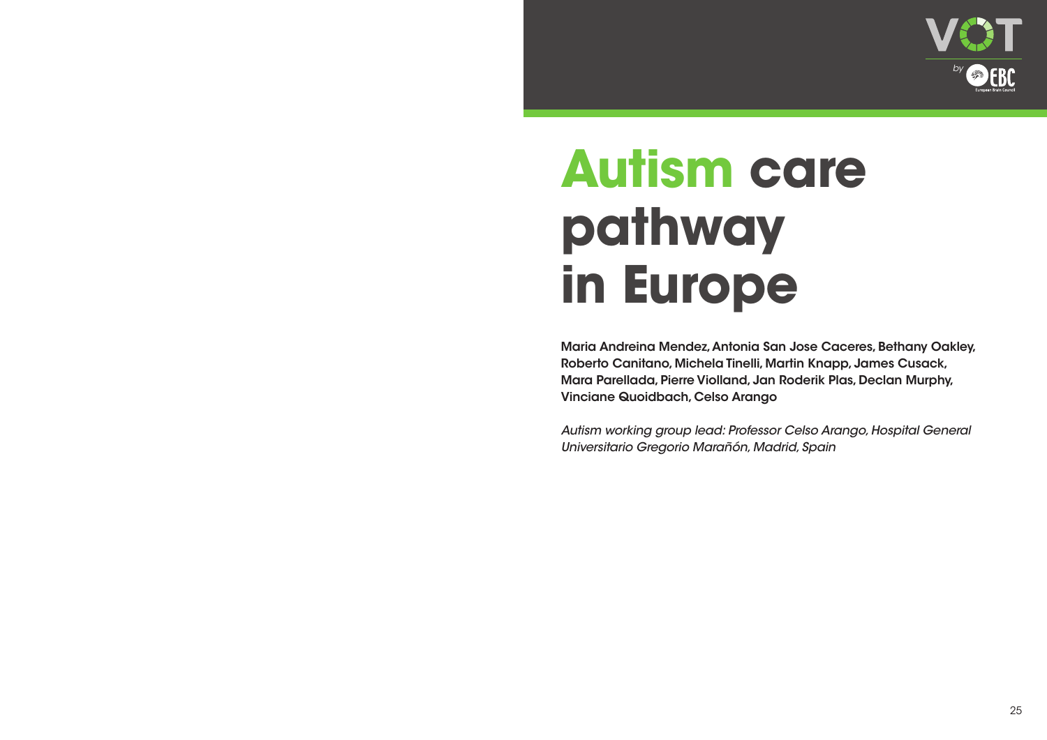# Autism care pathway in Europe

**Maria Andreina Mendez, Antonia San Jose Caceres, Bethany Oakley, Roberto Canitano, Michela Tinelli, Martin Knapp, James Cusack, Mara Parellada, Pierre Violland, Jan Roderik Plas, Declan Murphy, Vinciane Quoidbach, Celso Arango**

*Autism working group lead: Professor Celso Arango, Hospital General Universitario Gregorio Marañón, Madrid, Spain*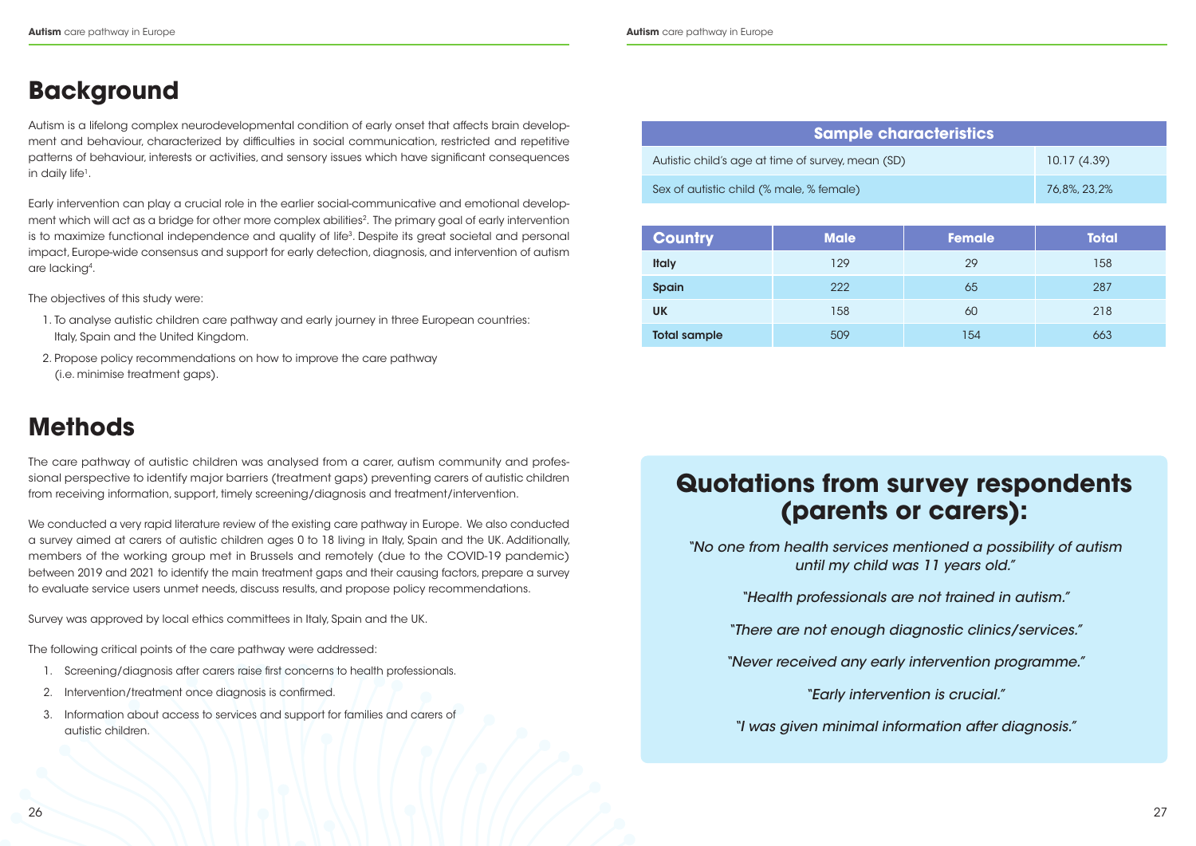# Background

Autism is a lifelong complex neurodevelopmental condition of early onset that affects brain development and behaviour, characterized by difficulties in social communication, restricted and repetitive patterns of behaviour, interests or activities, and sensory issues which have significant consequences in daily life[1].

Early intervention can play a crucial role in the earlier social-communicative and emotional development which will act as a bridge for other more complex abilities[2]. The primary goal of early intervention is to maximize functional independence and quality of life[3]. Despite its great societal and personal impact, Europe-wide consensus and support for early detection, diagnosis, and intervention of autism are lacking[4].

The objectives of this study were:

1. To analyse autistic children care pathway and early journey in three European countries: Italy, Spain and the United Kingdom.
2. Propose policy recommendations on how to improve the care pathway (i.e. minimise treatment gaps).

# Methods

The care pathway of autistic children was analysed from a carer, autism community and professional perspective to identify major barriers (treatment gaps) preventing carers of autistic children from receiving information, support, timely screening/diagnosis and treatment/intervention.

We conducted a very rapid literature review of the existing care pathway in Europe. We also conducted a survey aimed at carers of autistic children ages 0 to 18 living in Italy, Spain and the UK. Additionally, members of the working group met in Brussels and remotely (due to the COVID-19 pandemic) between 2019 and 2021 to identify the main treatment gaps and their causing factors, prepare a survey to evaluate service users unmet needs, discuss results, and propose policy recommendations.

Survey was approved by local ethics committees in Italy, Spain and the UK.

The following critical points of the care pathway were addressed:

1. Screening/diagnosis after carers raise first concerns to health professionals.
2. Intervention/treatment once diagnosis is confirmed.
3. Information about access to services and support for families and carers of autistic children.

| Sample characteristics | |
|---|---|
| Autistic child's age at time of survey, mean (SD) | 10.17 (4.39) |
| Sex of autistic child (% male, % female) | 76,8%, 23,2% |

| Country | Male | Female | Total |
|---|---|---|---|
| **Italy** | 129 | 29 | 158 |
| **Spain** | 222 | 65 | 287 |
| **UK** | 158 | 60 | 218 |
| **Total sample** | 509 | 154 | 663 |

## Quotations from survey respondents (parents or carers):

*"No one from health services mentioned a possibility of autism until my child was 11 years old."*

*"Health professionals are not trained in autism."*

*"There are not enough diagnostic clinics/services."*

*"Never received any early intervention programme."*

*"Early intervention is crucial."*

*"I was given minimal information after diagnosis."*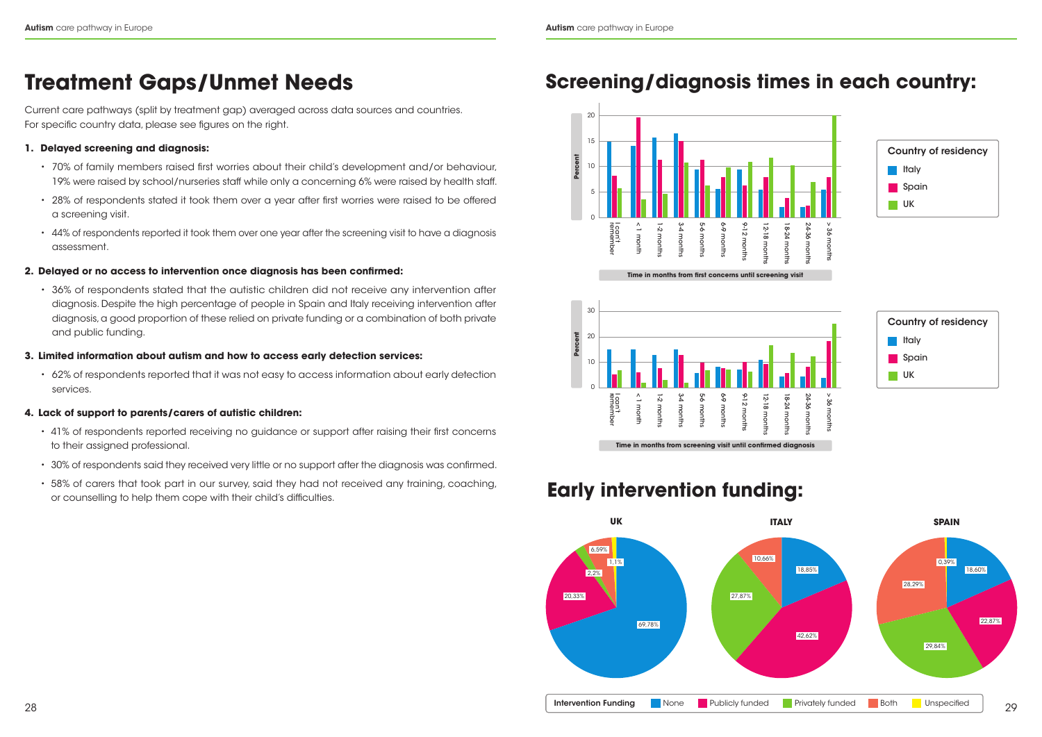# Treatment Gaps/Unmet Needs

Current care pathways (split by treatment gap) averaged across data sources and countries. For specific country data, please see figures on the right.

**1. Delayed screening and diagnosis:**

- 70% of family members raised first worries about their child's development and/or behaviour, 19% were raised by school/nurseries staff while only a concerning 6% were raised by health staff.
- 28% of respondents stated it took them over a year after first worries were raised to be offered a screening visit.
- 44% of respondents reported it took them over one year after the screening visit to have a diagnosis assessment.

**2. Delayed or no access to intervention once diagnosis has been confirmed:**

- 36% of respondents stated that the autistic children did not receive any intervention after diagnosis. Despite the high percentage of people in Spain and Italy receiving intervention after diagnosis, a good proportion of these relied on private funding or a combination of both private and public funding.

**3. Limited information about autism and how to access early detection services:**

- 62% of respondents reported that it was not easy to access information about early detection services.

**4. Lack of support to parents/carers of autistic children:**

- 41% of respondents reported receiving no guidance or support after raising their first concerns to their assigned professional.
- 30% of respondents said they received very little or no support after the diagnosis was confirmed.
- 58% of carers that took part in our survey, said they had not received any training, coaching, or counselling to help them cope with their child's difficulties.

## Screening/diagnosis times in each country:

Percent

Country of residency: Italy, Spain, UK

I can't remember | < 1 month | 1-2 months | 3-4 months | 5-6 months | 6-9 months | 9-12 months | 12-18 months | 18-24 months | 24-36 months | > 36 months

Time in months from first concerns until screening visit

Percent

Country of residency: Italy, Spain, UK

I can't remember | < 1 month | 1-2 months | 3-4 months | 5-6 months | 6-9 months | 9-12 months | 12-18 months | 18-24 months | 24-36 months | > 36 months

Time in months from screening visit until confirmed diagnosis

## Early intervention funding:

| Intervention Funding | UK | ITALY | SPAIN |
|---|---|---|---|
| None | 69,78% | 18,85% | 18,60% |
| Publicly funded | 20,33% | 42,62% | 22,87% |
| Privately funded | 2,2% | 27,87% | 29,84% |
| Both | 6,59% | 10,66% | 28,29% |
| Unspecified | 1,1% | | 0,39% |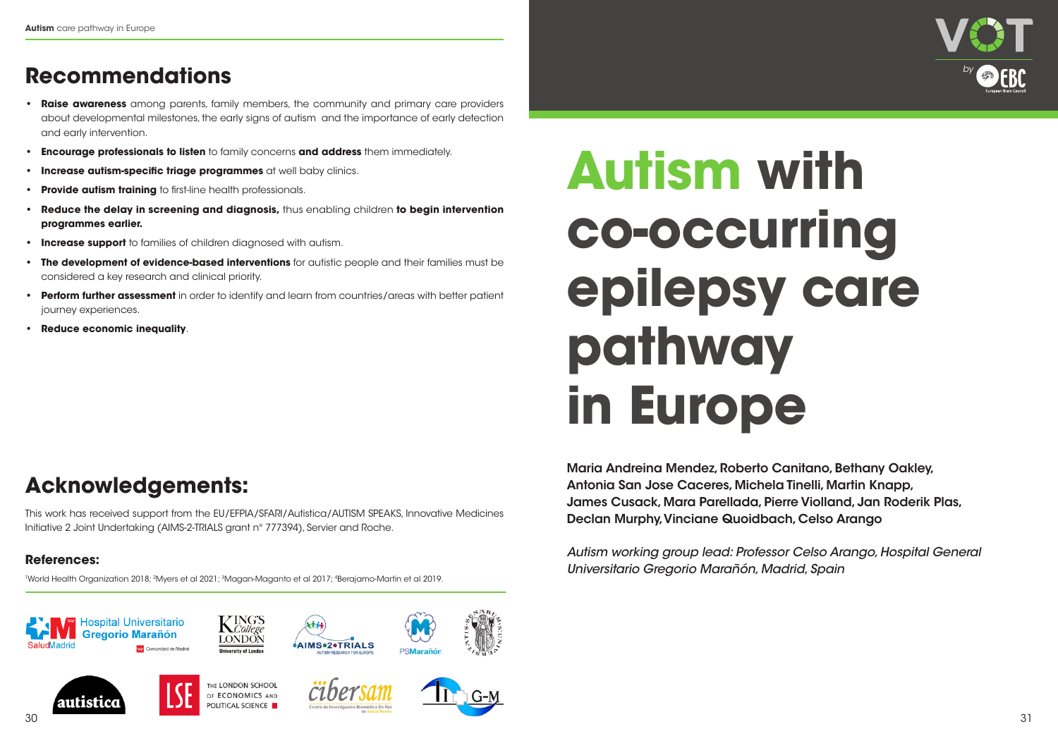## Recommendations

- **Raise awareness** among parents, family members, the community and primary care providers about developmental milestones, the early signs of autism and the importance of early detection and early intervention.
- **Encourage professionals to listen** to family concerns **and address** them immediately.
- **Increase autism-specific triage programmes** at well baby clinics.
- **Provide autism training** to first-line health professionals.
- **Reduce the delay in screening and diagnosis,** thus enabling children **to begin intervention programmes earlier.**
- **Increase support** to families of children diagnosed with autism.
- **The development of evidence-based interventions** for autistic people and their families must be considered a key research and clinical priority.
- **Perform further assessment** in order to identify and learn from countries/areas with better patient journey experiences.
- **Reduce economic inequality**.

## Acknowledgements:

This work has received support from the EU/EFPIA/SFARI/Autistica/AUTISM SPEAKS, Innovative Medicines Initiative 2 Joint Undertaking (AIMS-2-TRIALS grant n° 777394), Servier and Roche.

### References:

[1]World Health Organization 2018; [2]Myers et al 2021; [3]Magan-Maganto et al 2017; [4]Berajamo-Martin et al 2019.

# Autism with co-occurring epilepsy care pathway in Europe

**Maria Andreina Mendez, Roberto Canitano, Bethany Oakley, Antonia San Jose Caceres, Michela Tinelli, Martin Knapp, James Cusack, Mara Parellada, Pierre Violland, Jan Roderik Plas, Declan Murphy, Vinciane Quoidbach, Celso Arango**

*Autism working group lead: Professor Celso Arango, Hospital General Universitario Gregorio Marañón, Madrid, Spain*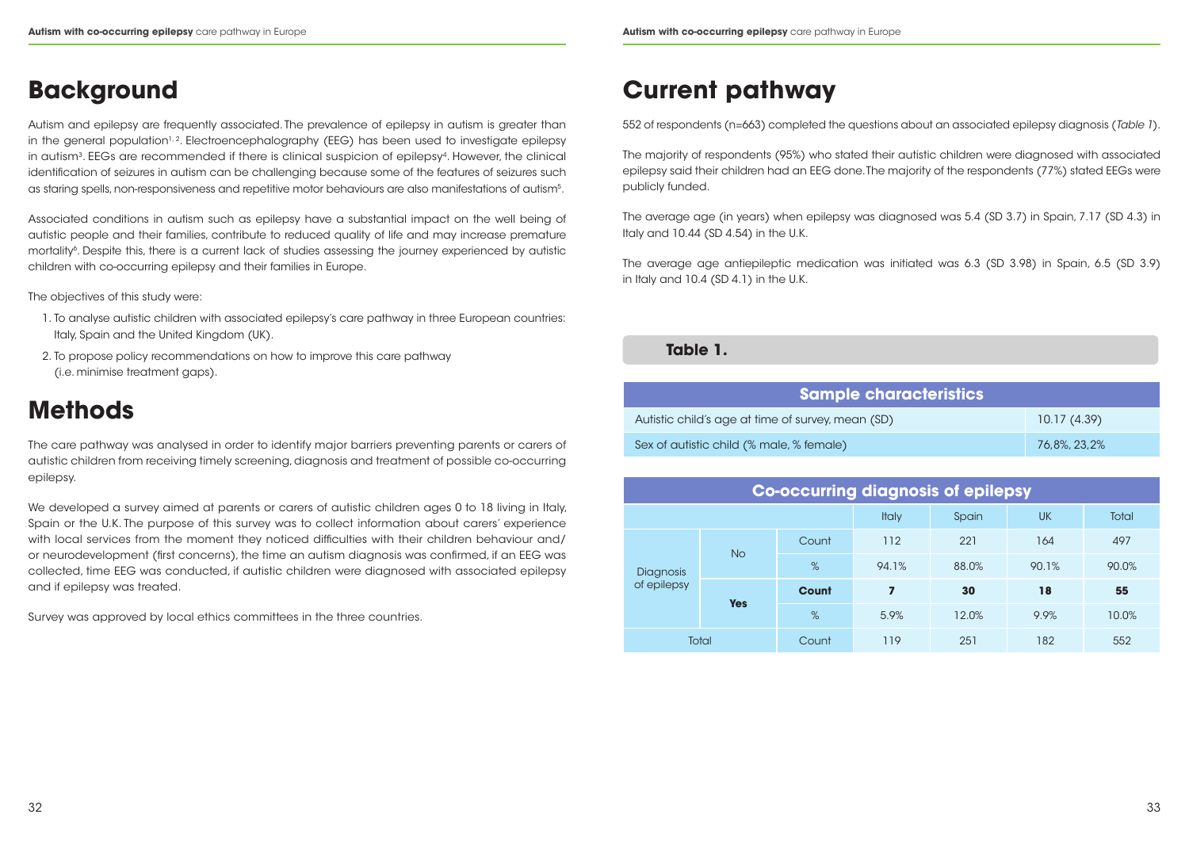# Background

Autism and epilepsy are frequently associated. The prevalence of epilepsy in autism is greater than in the general population[1, 2]. Electroencephalography (EEG) has been used to investigate epilepsy in autism[3]. EEGs are recommended if there is clinical suspicion of epilepsy[4]. However, the clinical identification of seizures in autism can be challenging because some of the features of seizures such as staring spells, non-responsiveness and repetitive motor behaviours are also manifestations of autism[5].

Associated conditions in autism such as epilepsy have a substantial impact on the well being of autistic people and their families, contribute to reduced quality of life and may increase premature mortality[6]. Despite this, there is a current lack of studies assessing the journey experienced by autistic children with co-occurring epilepsy and their families in Europe.

The objectives of this study were:

1. To analyse autistic children with associated epilepsy's care pathway in three European countries: Italy, Spain and the United Kingdom (UK).
2. To propose policy recommendations on how to improve this care pathway (i.e. minimise treatment gaps).

# Methods

The care pathway was analysed in order to identify major barriers preventing parents or carers of autistic children from receiving timely screening, diagnosis and treatment of possible co-occurring epilepsy.

We developed a survey aimed at parents or carers of autistic children ages 0 to 18 living in Italy, Spain or the U.K. The purpose of this survey was to collect information about carers' experience with local services from the moment they noticed difficulties with their children behaviour and/or neurodevelopment (first concerns), the time an autism diagnosis was confirmed, if an EEG was collected, time EEG was conducted, if autistic children were diagnosed with associated epilepsy and if epilepsy was treated.

Survey was approved by local ethics committees in the three countries.

# Current pathway

552 of respondents (n=663) completed the questions about an associated epilepsy diagnosis (*Table 1*).

The majority of respondents (95%) who stated their autistic children were diagnosed with associated epilepsy said their children had an EEG done. The majority of the respondents (77%) stated EEGs were publicly funded.

The average age (in years) when epilepsy was diagnosed was 5.4 (SD 3.7) in Spain, 7.17 (SD 4.3) in Italy and 10.44 (SD 4.54) in the U.K.

The average age antiepileptic medication was initiated was 6.3 (SD 3.98) in Spain, 6.5 (SD 3.9) in Italy and 10.4 (SD 4.1) in the U.K.

**Table 1.**

| Sample characteristics | |
|---|---|
| Autistic child's age at time of survey, mean (SD) | 10.17 (4.39) |
| Sex of autistic child (% male, % female) | 76,8%, 23,2% |

| Co-occurring diagnosis of epilepsy | | | | | | |
|---|---|---|---|---|---|---|
| | | | Italy | Spain | UK | Total |
| Diagnosis of epilepsy | No | Count | 112 | 221 | 164 | 497 |
| | | % | 94.1% | 88.0% | 90.1% | 90.0% |
| | **Yes** | **Count** | **7** | **30** | **18** | **55** |
| | | % | 5.9% | 12.0% | 9.9% | 10.0% |
| Total | | Count | 119 | 251 | 182 | 552 |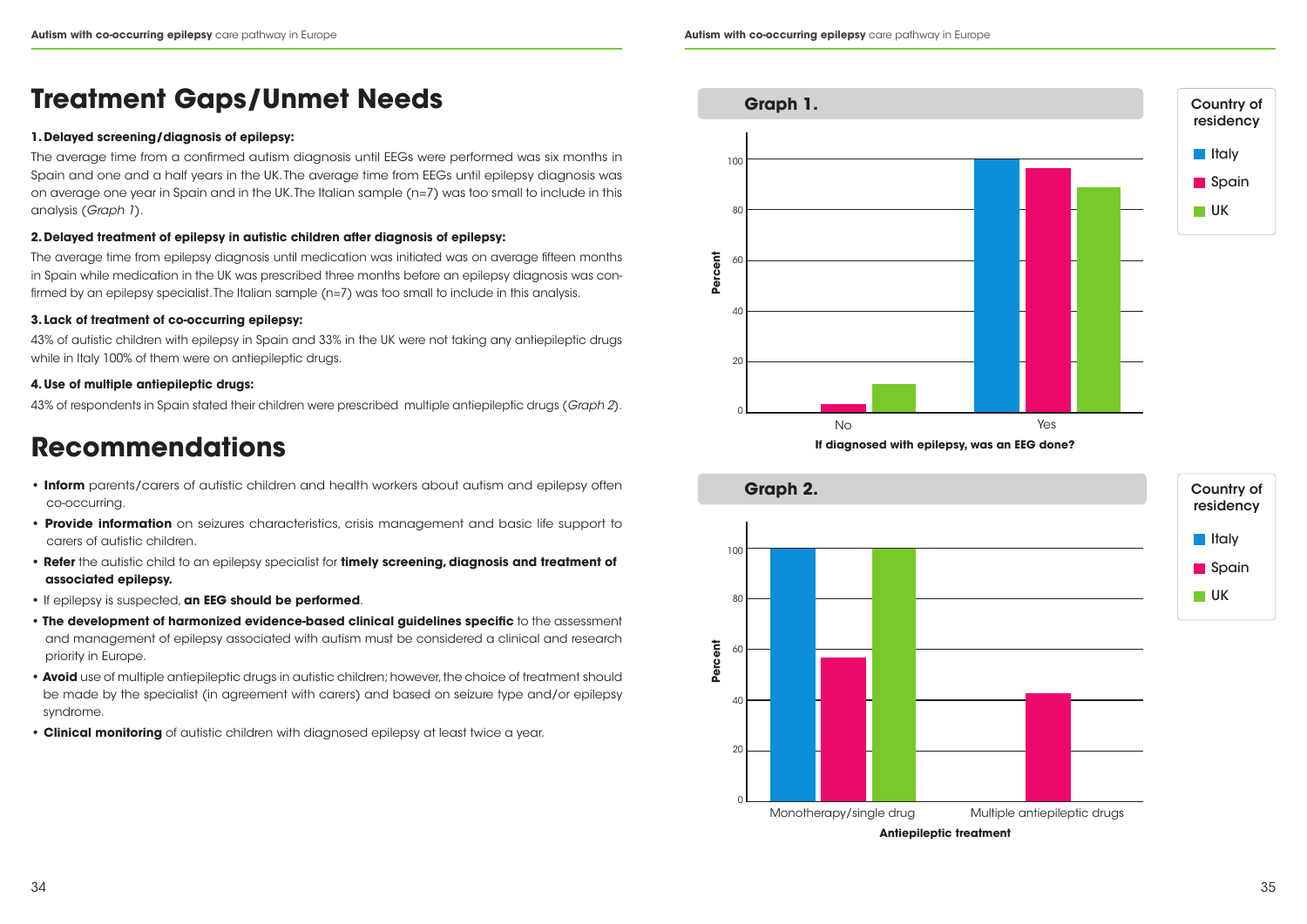# Treatment Gaps/Unmet Needs

**1. Delayed screening/diagnosis of epilepsy:**

The average time from a confirmed autism diagnosis until EEGs were performed was six months in Spain and one and a half years in the UK. The average time from EEGs until epilepsy diagnosis was on average one year in Spain and in the UK. The Italian sample (n=7) was too small to include in this analysis (*Graph 1*).

**2. Delayed treatment of epilepsy in autistic children after diagnosis of epilepsy:**

The average time from epilepsy diagnosis until medication was initiated was on average fifteen months in Spain while medication in the UK was prescribed three months before an epilepsy diagnosis was confirmed by an epilepsy specialist. The Italian sample (n=7) was too small to include in this analysis.

**3. Lack of treatment of co-occurring epilepsy:**

43% of autistic children with epilepsy in Spain and 33% in the UK were not taking any antiepileptic drugs while in Italy 100% of them were on antiepileptic drugs.

**4. Use of multiple antiepileptic drugs:**

43% of respondents in Spain stated their children were prescribed multiple antiepileptic drugs (*Graph 2*).

# Recommendations

- **Inform** parents/carers of autistic children and health workers about autism and epilepsy often co-occurring.
- **Provide information** on seizures characteristics, crisis management and basic life support to carers of autistic children.
- **Refer** the autistic child to an epilepsy specialist for **timely screening, diagnosis and treatment of associated epilepsy.**
- If epilepsy is suspected, **an EEG should be performed**.
- **The development of harmonized evidence-based clinical guidelines specific** to the assessment and management of epilepsy associated with autism must be considered a clinical and research priority in Europe.
- **Avoid** use of multiple antiepileptic drugs in autistic children; however, the choice of treatment should be made by the specialist (in agreement with carers) and based on seizure type and/or epilepsy syndrome.
- **Clinical monitoring** of autistic children with diagnosed epilepsy at least twice a year.

**Graph 1.**

If diagnosed with epilepsy, was an EEG done? (Percent; Country of residency: Italy, Spain, UK)

| | Italy | Spain | UK |
|---|---|---|---|
| No | 0 | ~3 | ~11 |
| Yes | 100 | ~97 | ~89 |

**Graph 2.**

Antiepileptic treatment (Percent; Country of residency: Italy, Spain, UK)

| | Italy | Spain | UK |
|---|---|---|---|
| Monotherapy/single drug | 100 | ~57 | 100 |
| Multiple antiepileptic drugs | 0 | ~43 | 0 |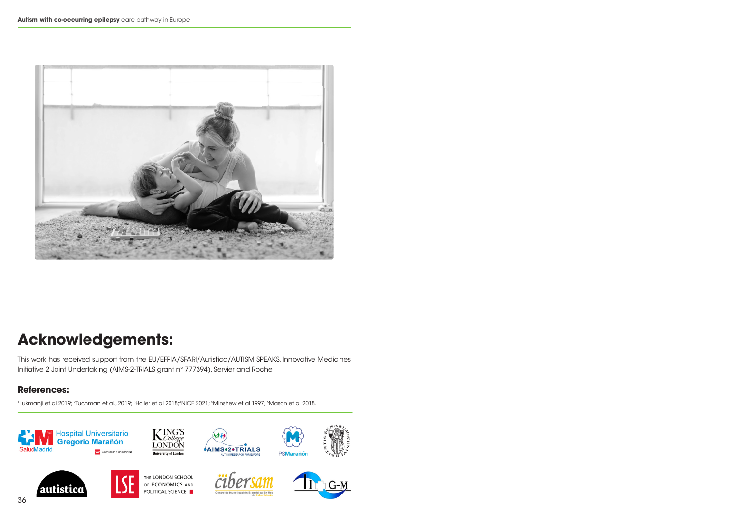# Acknowledgements:

This work has received support from the EU/EFPIA/SFARI/Autistica/AUTISM SPEAKS, Innovative Medicines Initiative 2 Joint Undertaking (AIMS-2-TRIALS grant n° 777394), Servier and Roche

## References:

[1]Lukmanji et al 2019; [2]Tuchman et al., 2019; [3]Holler et al 2018;[4]NICE 2021; [5]Minshew et al 1997; [6]Mason et al 2018.